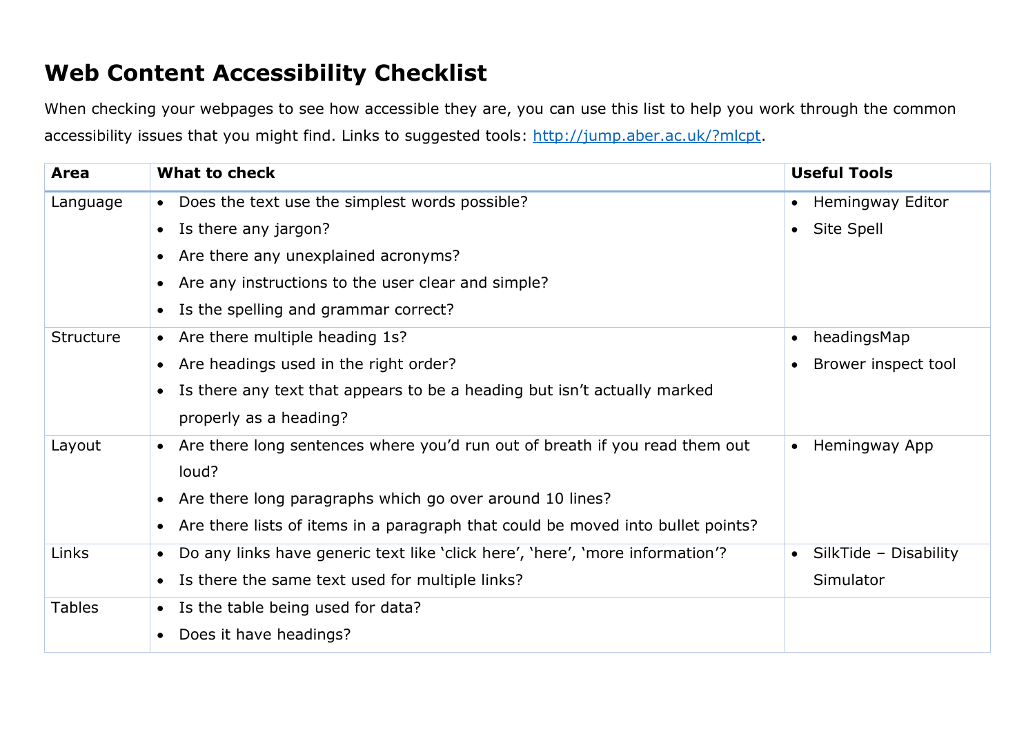# Web Content Accessibility Checklist

When checking your webpages to see how accessible they are, you can use this list to help you work through the common accessibility issues that you might find. Links to suggested tools: [http://jump.aber.ac.uk/?mlcpt](http://jump.aber.ac.uk/?mlcpt).

| Area | What to check | Useful Tools |
|---|---|---|
| Language | • Does the text use the simplest words possible?<br>• Is there any jargon?<br>• Are there any unexplained acronyms?<br>• Are any instructions to the user clear and simple?<br>• Is the spelling and grammar correct? | • Hemingway Editor<br>• Site Spell |
| Structure | • Are there multiple heading 1s?<br>• Are headings used in the right order?<br>• Is there any text that appears to be a heading but isn't actually marked properly as a heading? | • headingsMap<br>• Brower inspect tool |
| Layout | • Are there long sentences where you'd run out of breath if you read them out loud?<br>• Are there long paragraphs which go over around 10 lines?<br>• Are there lists of items in a paragraph that could be moved into bullet points? | • Hemingway App |
| Links | • Do any links have generic text like 'click here', 'here', 'more information'?<br>• Is there the same text used for multiple links? | • SilkTide – Disability Simulator |
| Tables | • Is the table being used for data?<br>• Does it have headings? | |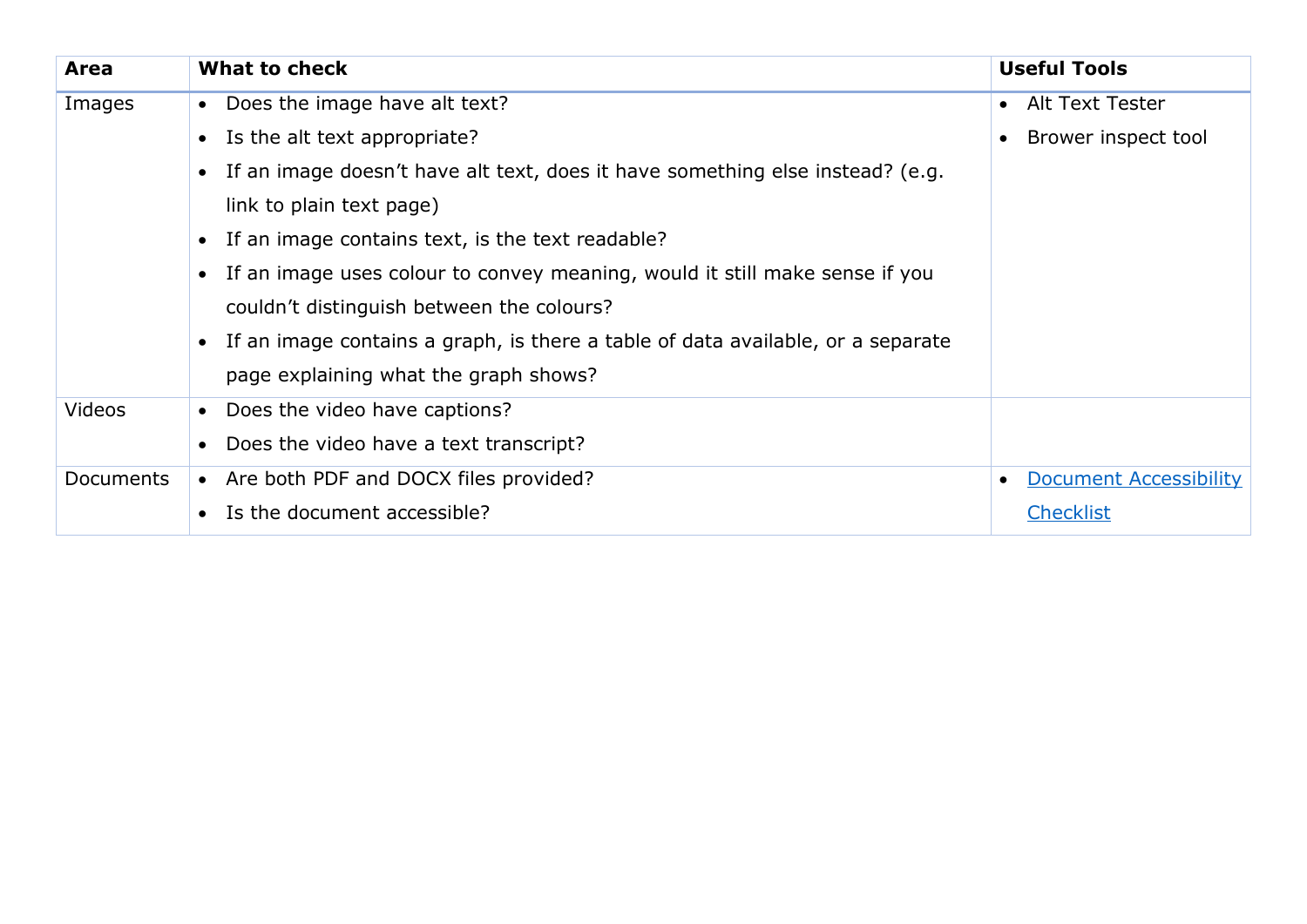| Area | What to check | Useful Tools |
| --- | --- | --- |
| Images | • Does the image have alt text?<br>• Is the alt text appropriate?<br>• If an image doesn't have alt text, does it have something else instead? (e.g. link to plain text page)<br>• If an image contains text, is the text readable?<br>• If an image uses colour to convey meaning, would it still make sense if you couldn't distinguish between the colours?<br>• If an image contains a graph, is there a table of data available, or a separate page explaining what the graph shows? | • Alt Text Tester<br>• Brower inspect tool |
| Videos | • Does the video have captions?<br>• Does the video have a text transcript? | |
| Documents | • Are both PDF and DOCX files provided?<br>• Is the document accessible? | • Document Accessibility Checklist |